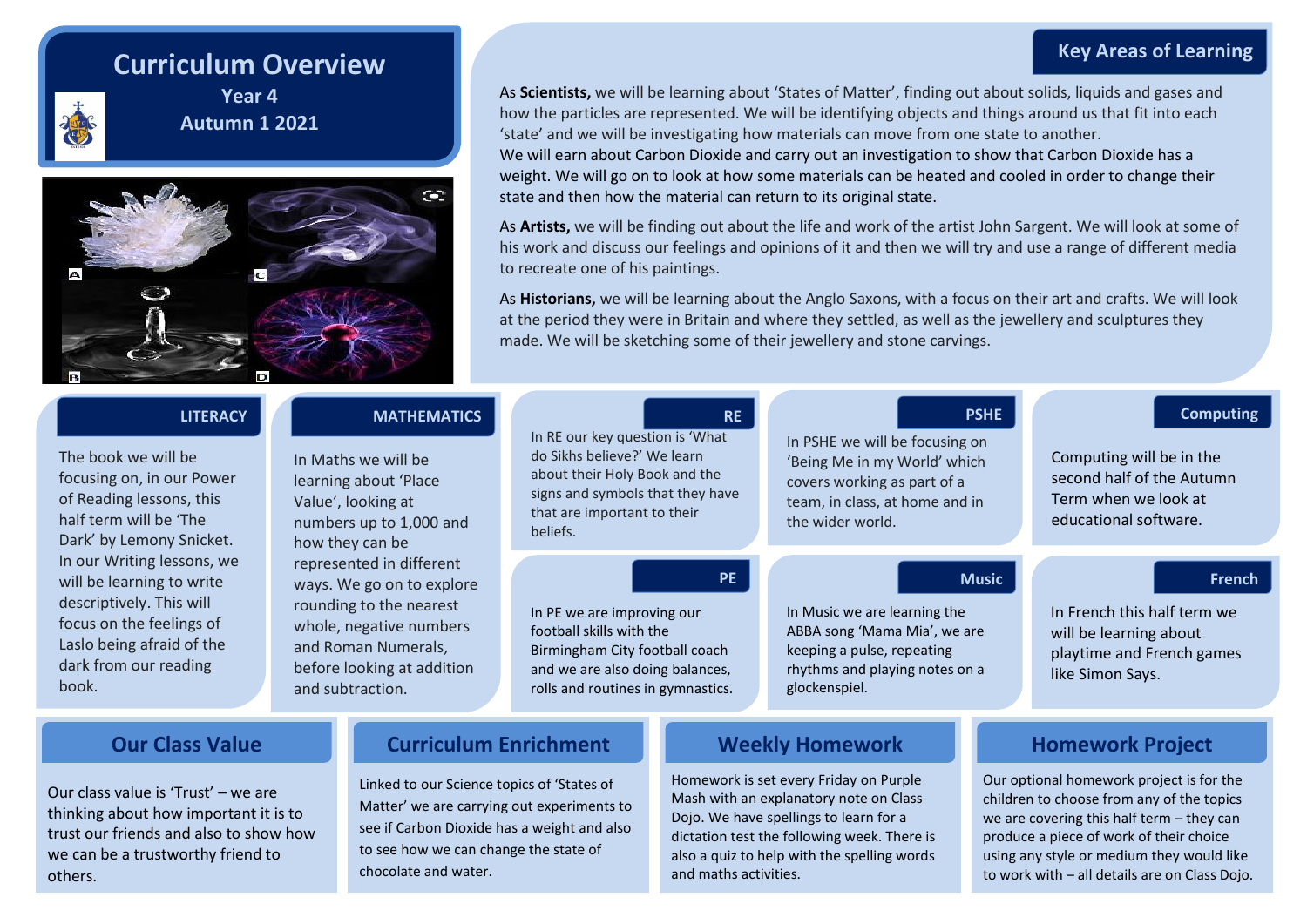# Curriculum Overview

**Year 4**

**Autumn 1 2021**

## Key Areas of Learning

As **Scientists,** we will be learning about 'States of Matter', finding out about solids, liquids and gases and how the particles are represented. We will be identifying objects and things around us that fit into each 'state' and we will be investigating how materials can move from one state to another.
We will earn about Carbon Dioxide and carry out an investigation to show that Carbon Dioxide has a weight. We will go on to look at how some materials can be heated and cooled in order to change their state and then how the material can return to its original state.

As **Artists,** we will be finding out about the life and work of the artist John Sargent. We will look at some of his work and discuss our feelings and opinions of it and then we will try and use a range of different media to recreate one of his paintings.

As **Historians,** we will be learning about the Anglo Saxons, with a focus on their art and crafts. We will look at the period they were in Britain and where they settled, as well as the jewellery and sculptures they made. We will be sketching some of their jewellery and stone carvings.

### LITERACY

The book we will be focusing on, in our Power of Reading lessons, this half term will be 'The Dark' by Lemony Snicket. In our Writing lessons, we will be learning to write descriptively. This will focus on the feelings of Laslo being afraid of the dark from our reading book.

### MATHEMATICS

In Maths we will be learning about 'Place Value', looking at numbers up to 1,000 and how they can be represented in different ways. We go on to explore rounding to the nearest whole, negative numbers and Roman Numerals, before looking at addition and subtraction.

### RE

In RE our key question is 'What do Sikhs believe?' We learn about their Holy Book and the signs and symbols that they have that are important to their beliefs.

### PSHE

In PSHE we will be focusing on 'Being Me in my World' which covers working as part of a team, in class, at home and in the wider world.

### Computing

Computing will be in the second half of the Autumn Term when we look at educational software.

### PE

In PE we are improving our football skills with the Birmingham City football coach and we are also doing balances, rolls and routines in gymnastics.

### Music

In Music we are learning the ABBA song 'Mama Mia', we are keeping a pulse, repeating rhythms and playing notes on a glockenspiel.

### French

In French this half term we will be learning about playtime and French games like Simon Says.

## Our Class Value

Our class value is 'Trust' – we are thinking about how important it is to trust our friends and also to show how we can be a trustworthy friend to others.

## Curriculum Enrichment

Linked to our Science topics of 'States of Matter' we are carrying out experiments to see if Carbon Dioxide has a weight and also to see how we can change the state of chocolate and water.

## Weekly Homework

Homework is set every Friday on Purple Mash with an explanatory note on Class Dojo. We have spellings to learn for a dictation test the following week. There is also a quiz to help with the spelling words and maths activities.

## Homework Project

Our optional homework project is for the children to choose from any of the topics we are covering this half term – they can produce a piece of work of their choice using any style or medium they would like to work with – all details are on Class Dojo.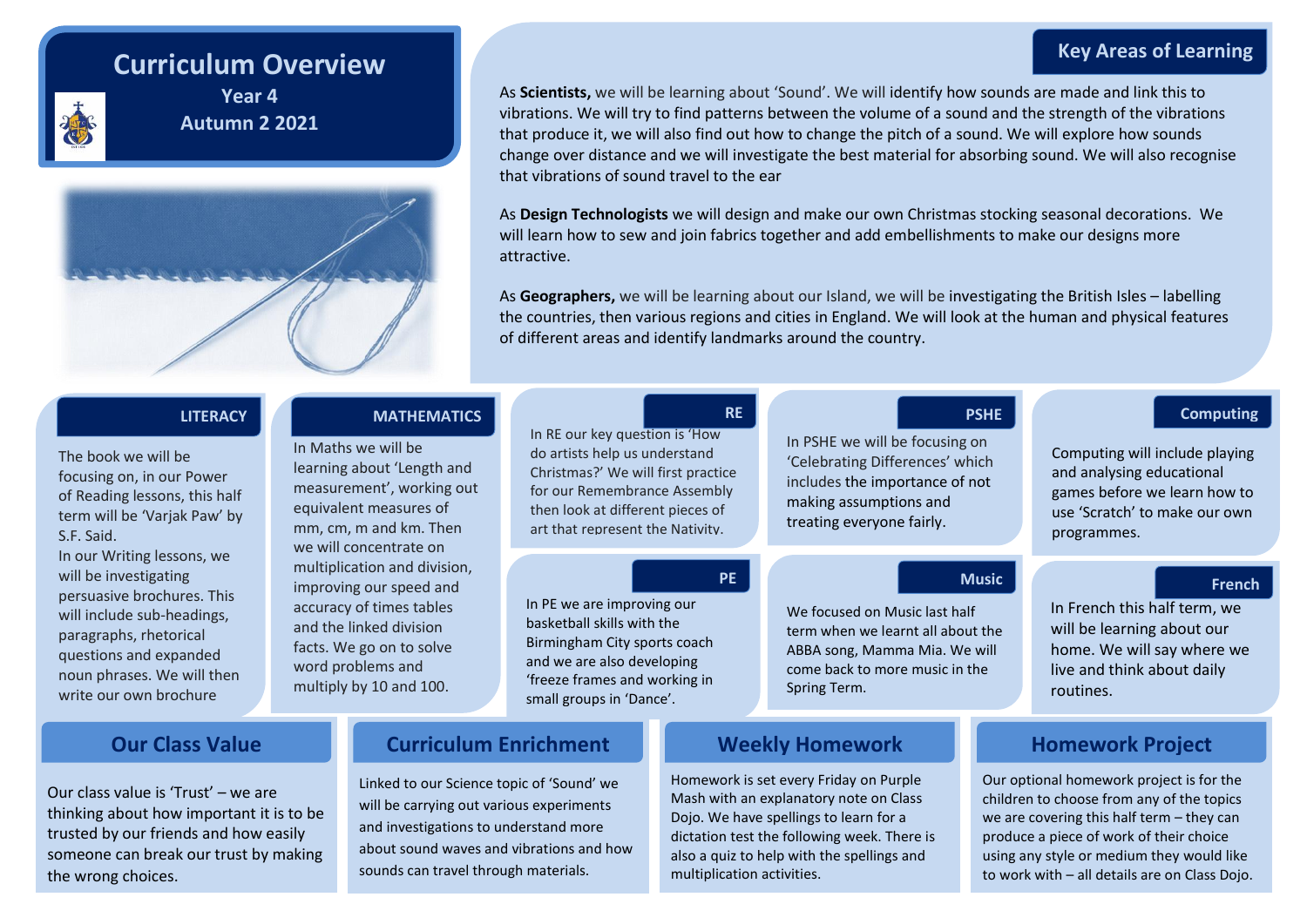# Curriculum Overview

**Year 4**

**Autumn 2 2021**

## Key Areas of Learning

As **Scientists,** we will be learning about 'Sound'. We will identify how sounds are made and link this to vibrations. We will try to find patterns between the volume of a sound and the strength of the vibrations that produce it, we will also find out how to change the pitch of a sound. We will explore how sounds change over distance and we will investigate the best material for absorbing sound. We will also recognise that vibrations of sound travel to the ear

As **Design Technologists** we will design and make our own Christmas stocking seasonal decorations. We will learn how to sew and join fabrics together and add embellishments to make our designs more attractive.

As **Geographers,** we will be learning about our Island, we will be investigating the British Isles – labelling the countries, then various regions and cities in England. We will look at the human and physical features of different areas and identify landmarks around the country.

## LITERACY

The book we will be focusing on, in our Power of Reading lessons, this half term will be 'Varjak Paw' by S.F. Said.

In our Writing lessons, we will be investigating persuasive brochures. This will include sub-headings, paragraphs, rhetorical questions and expanded noun phrases. We will then write our own brochure

## MATHEMATICS

In Maths we will be learning about 'Length and measurement', working out equivalent measures of mm, cm, m and km. Then we will concentrate on multiplication and division, improving our speed and accuracy of times tables and the linked division facts. We go on to solve word problems and multiply by 10 and 100.

## RE

In RE our key question is 'How do artists help us understand Christmas?' We will first practice for our Remembrance Assembly then look at different pieces of art that represent the Nativity.

## PSHE

In PSHE we will be focusing on 'Celebrating Differences' which includes the importance of not making assumptions and treating everyone fairly.

## Computing

Computing will include playing and analysing educational games before we learn how to use 'Scratch' to make our own programmes.

## PE

In PE we are improving our basketball skills with the Birmingham City sports coach and we are also developing 'freeze frames and working in small groups in 'Dance'.

## Music

We focused on Music last half term when we learnt all about the ABBA song, Mamma Mia. We will come back to more music in the Spring Term.

## French

In French this half term, we will be learning about our home. We will say where we live and think about daily routines.

## Our Class Value

Our class value is 'Trust' – we are thinking about how important it is to be trusted by our friends and how easily someone can break our trust by making the wrong choices.

## Curriculum Enrichment

Linked to our Science topic of 'Sound' we will be carrying out various experiments and investigations to understand more about sound waves and vibrations and how sounds can travel through materials.

## Weekly Homework

Homework is set every Friday on Purple Mash with an explanatory note on Class Dojo. We have spellings to learn for a dictation test the following week. There is also a quiz to help with the spellings and multiplication activities.

## Homework Project

Our optional homework project is for the children to choose from any of the topics we are covering this half term – they can produce a piece of work of their choice using any style or medium they would like to work with – all details are on Class Dojo.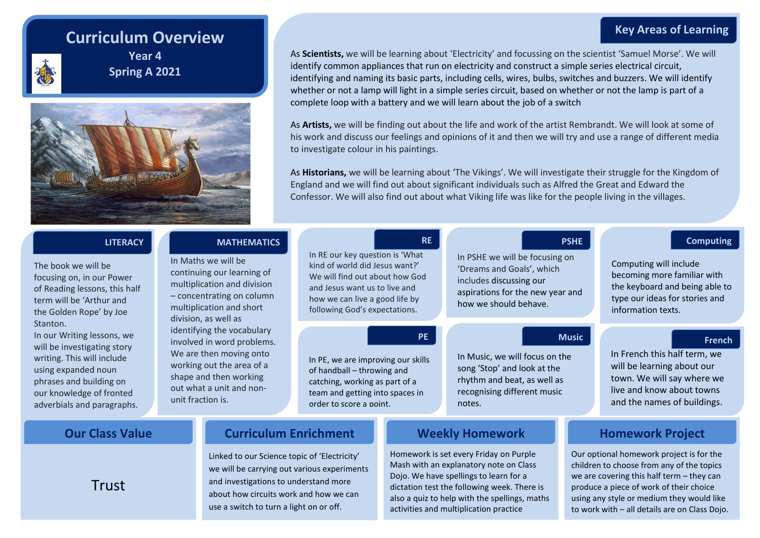# Curriculum Overview

## Year 4

## Spring A 2021

## Key Areas of Learning

As **Scientists,** we will be learning about 'Electricity' and focussing on the scientist 'Samuel Morse'. We will identify common appliances that run on electricity and construct a simple series electrical circuit, identifying and naming its basic parts, including cells, wires, bulbs, switches and buzzers. We will identify whether or not a lamp will light in a simple series circuit, based on whether or not the lamp is part of a complete loop with a battery and we will learn about the job of a switch

As **Artists,** we will be finding out about the life and work of the artist Rembrandt. We will look at some of his work and discuss our feelings and opinions of it and then we will try and use a range of different media to investigate colour in his paintings.

As **Historians,** we will be learning about 'The Vikings'. We will investigate their struggle for the Kingdom of England and we will find out about significant individuals such as Alfred the Great and Edward the Confessor. We will also find out about what Viking life was like for the people living in the villages.

### LITERACY

The book we will be focusing on, in our Power of Reading lessons, this half term will be 'Arthur and the Golden Rope' by Joe Stanton.
In our Writing lessons, we will be investigating story writing. This will include using expanded noun phrases and building on our knowledge of fronted adverbials and paragraphs.

### MATHEMATICS

In Maths we will be continuing our learning of multiplication and division – concentrating on column multiplication and short division, as well as identifying the vocabulary involved in word problems. We are then moving onto working out the area of a shape and then working out what a unit and non-unit fraction is.

### RE

In RE our key question is 'What kind of world did Jesus want?' We will find out about how God and Jesus want us to live and how we can live a good life by following God's expectations.

### PSHE

In PSHE we will be focusing on 'Dreams and Goals', which includes discussing our aspirations for the new year and how we should behave.

### Computing

Computing will include becoming more familiar with the keyboard and being able to type our ideas for stories and information texts.

### PE

In PE, we are improving our skills of handball – throwing and catching, working as part of a team and getting into spaces in order to score a point.

### Music

In Music, we will focus on the song 'Stop' and look at the rhythm and beat, as well as recognising different music notes.

### French

In French this half term, we will be learning about our town. We will say where we live and know about towns and the names of buildings.

## Our Class Value

Trust

## Curriculum Enrichment

Linked to our Science topic of 'Electricity' we will be carrying out various experiments and investigations to understand more about how circuits work and how we can use a switch to turn a light on or off.

## Weekly Homework

Homework is set every Friday on Purple Mash with an explanatory note on Class Dojo. We have spellings to learn for a dictation test the following week. There is also a quiz to help with the spellings, maths activities and multiplication practice

## Homework Project

Our optional homework project is for the children to choose from any of the topics we are covering this half term – they can produce a piece of work of their choice using any style or medium they would like to work with – all details are on Class Dojo.